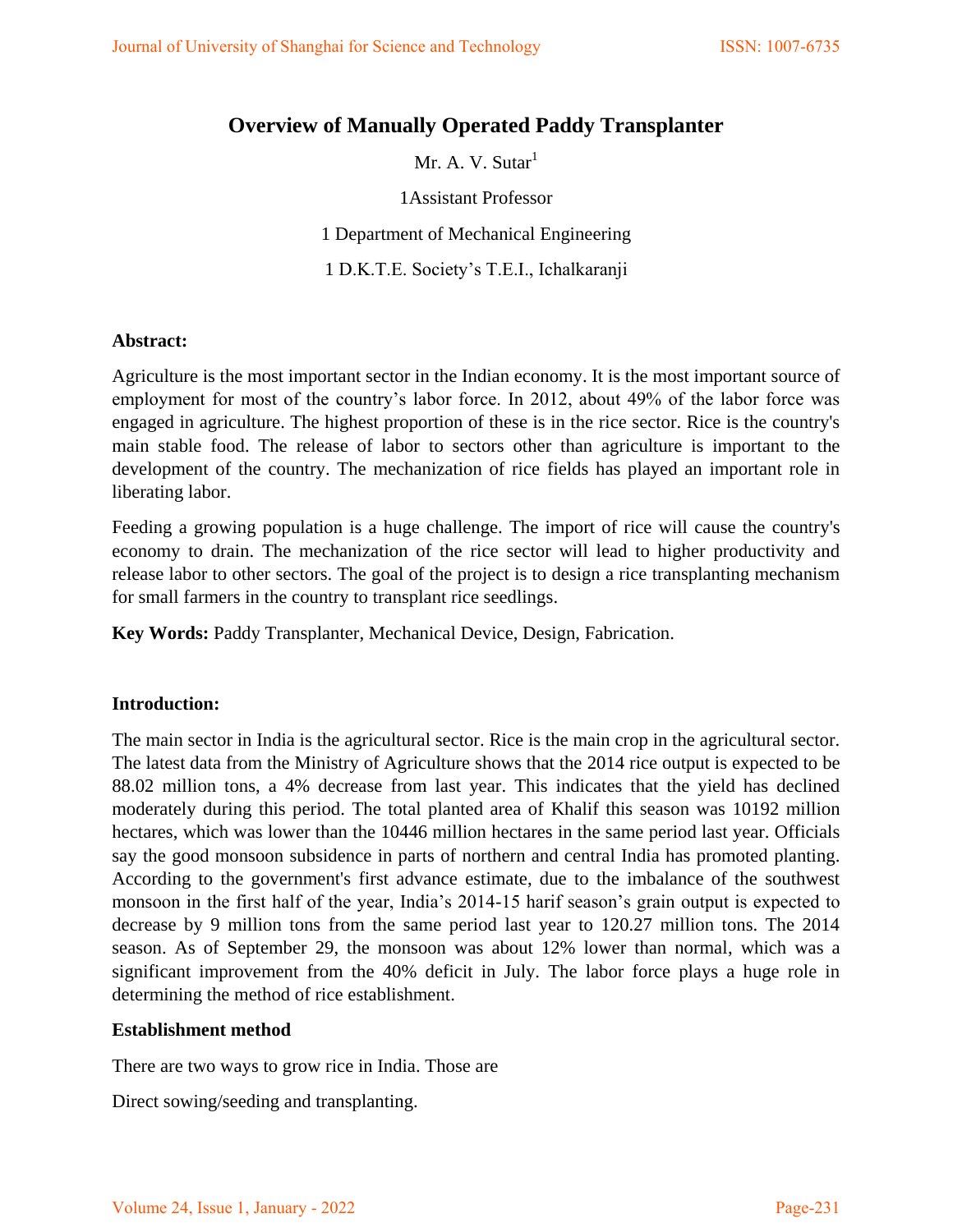# Overview of Manually Operated Paddy Transplanter

Mr. A. V. Sutar[1]

1Assistant Professor

1 Department of Mechanical Engineering

1 D.K.T.E. Society's T.E.I., Ichalkaranji

**Abstract:**

Agriculture is the most important sector in the Indian economy. It is the most important source of employment for most of the country's labor force. In 2012, about 49% of the labor force was engaged in agriculture. The highest proportion of these is in the rice sector. Rice is the country's main stable food. The release of labor to sectors other than agriculture is important to the development of the country. The mechanization of rice fields has played an important role in liberating labor.

Feeding a growing population is a huge challenge. The import of rice will cause the country's economy to drain. The mechanization of the rice sector will lead to higher productivity and release labor to other sectors. The goal of the project is to design a rice transplanting mechanism for small farmers in the country to transplant rice seedlings.

**Key Words:** Paddy Transplanter, Mechanical Device, Design, Fabrication.

**Introduction:**

The main sector in India is the agricultural sector. Rice is the main crop in the agricultural sector. The latest data from the Ministry of Agriculture shows that the 2014 rice output is expected to be 88.02 million tons, a 4% decrease from last year. This indicates that the yield has declined moderately during this period. The total planted area of Khalif this season was 10192 million hectares, which was lower than the 10446 million hectares in the same period last year. Officials say the good monsoon subsidence in parts of northern and central India has promoted planting. According to the government's first advance estimate, due to the imbalance of the southwest monsoon in the first half of the year, India's 2014-15 harif season's grain output is expected to decrease by 9 million tons from the same period last year to 120.27 million tons. The 2014 season. As of September 29, the monsoon was about 12% lower than normal, which was a significant improvement from the 40% deficit in July. The labor force plays a huge role in determining the method of rice establishment.

**Establishment method**

There are two ways to grow rice in India. Those are

Direct sowing/seeding and transplanting.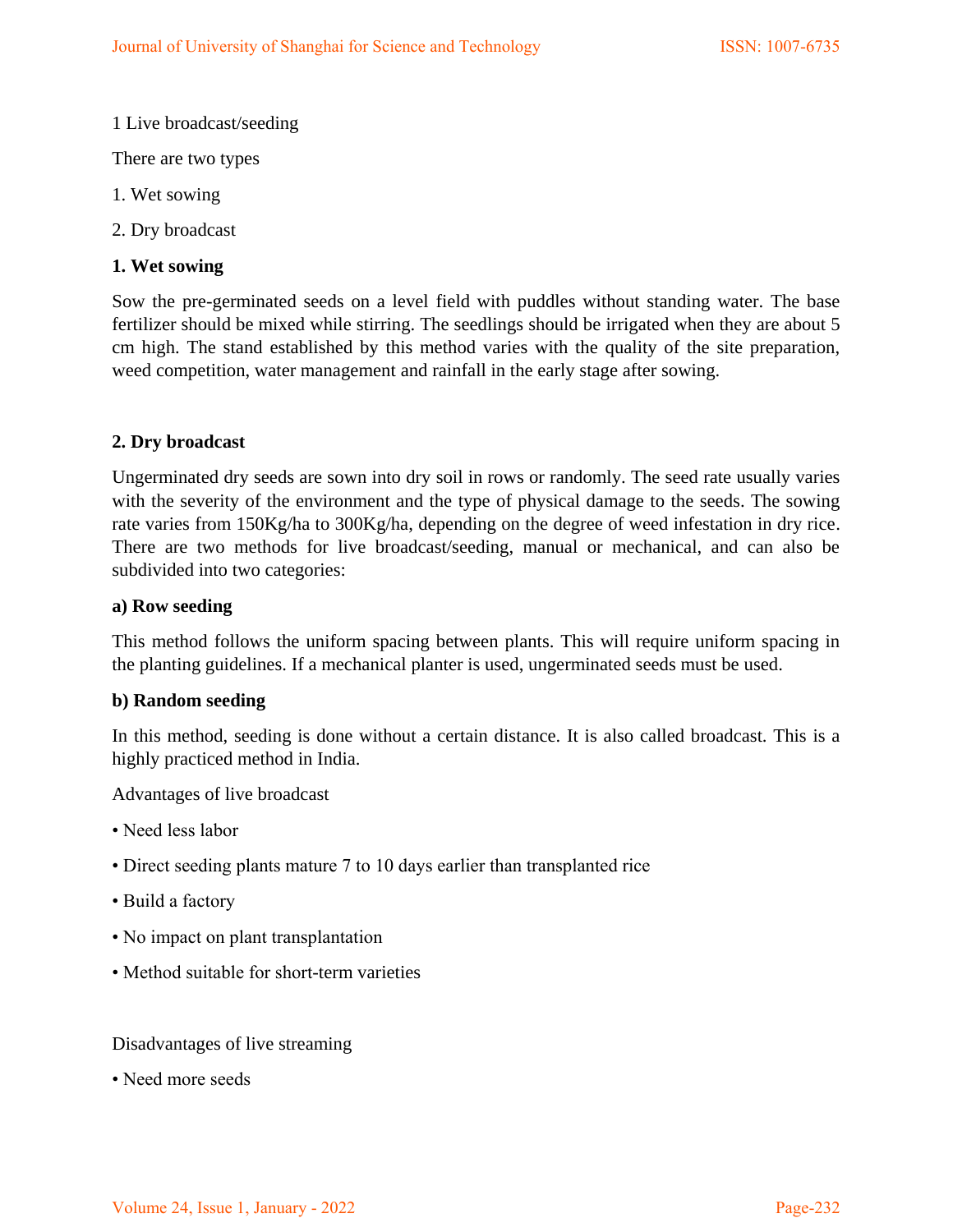1 Live broadcast/seeding

There are two types

1. Wet sowing
2. Dry broadcast

**1. Wet sowing**

Sow the pre-germinated seeds on a level field with puddles without standing water. The base fertilizer should be mixed while stirring. The seedlings should be irrigated when they are about 5 cm high. The stand established by this method varies with the quality of the site preparation, weed competition, water management and rainfall in the early stage after sowing.

**2. Dry broadcast**

Ungerminated dry seeds are sown into dry soil in rows or randomly. The seed rate usually varies with the severity of the environment and the type of physical damage to the seeds. The sowing rate varies from 150Kg/ha to 300Kg/ha, depending on the degree of weed infestation in dry rice. There are two methods for live broadcast/seeding, manual or mechanical, and can also be subdivided into two categories:

**a) Row seeding**

This method follows the uniform spacing between plants. This will require uniform spacing in the planting guidelines. If a mechanical planter is used, ungerminated seeds must be used.

**b) Random seeding**

In this method, seeding is done without a certain distance. It is also called broadcast. This is a highly practiced method in India.

Advantages of live broadcast

- Need less labor
- Direct seeding plants mature 7 to 10 days earlier than transplanted rice
- Build a factory
- No impact on plant transplantation
- Method suitable for short-term varieties

Disadvantages of live streaming

- Need more seeds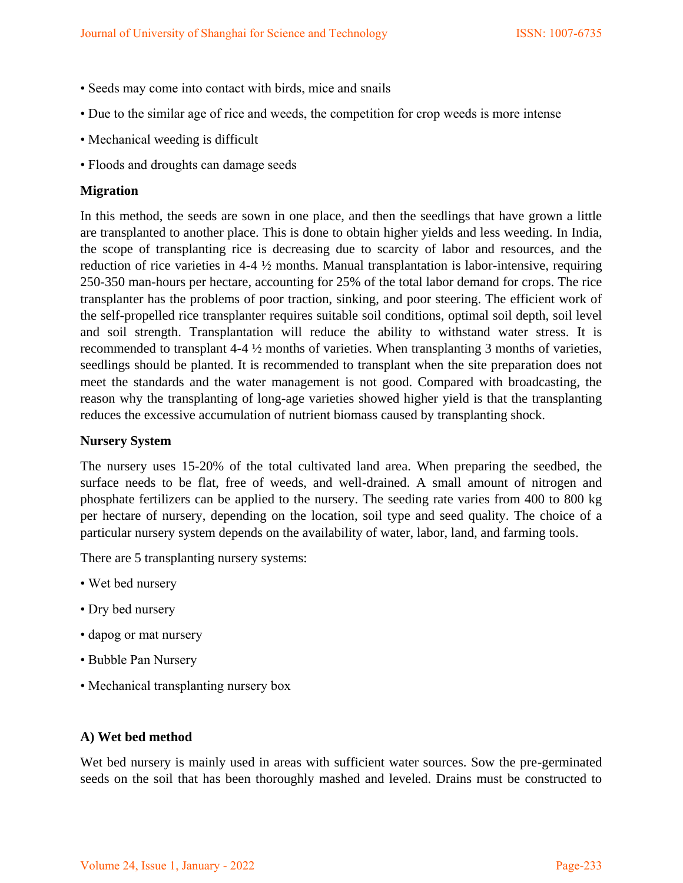- Seeds may come into contact with birds, mice and snails
- Due to the similar age of rice and weeds, the competition for crop weeds is more intense
- Mechanical weeding is difficult
- Floods and droughts can damage seeds

**Migration**

In this method, the seeds are sown in one place, and then the seedlings that have grown a little are transplanted to another place. This is done to obtain higher yields and less weeding. In India, the scope of transplanting rice is decreasing due to scarcity of labor and resources, and the reduction of rice varieties in 4-4 ½ months. Manual transplantation is labor-intensive, requiring 250-350 man-hours per hectare, accounting for 25% of the total labor demand for crops. The rice transplanter has the problems of poor traction, sinking, and poor steering. The efficient work of the self-propelled rice transplanter requires suitable soil conditions, optimal soil depth, soil level and soil strength. Transplantation will reduce the ability to withstand water stress. It is recommended to transplant 4-4 ½ months of varieties. When transplanting 3 months of varieties, seedlings should be planted. It is recommended to transplant when the site preparation does not meet the standards and the water management is not good. Compared with broadcasting, the reason why the transplanting of long-age varieties showed higher yield is that the transplanting reduces the excessive accumulation of nutrient biomass caused by transplanting shock.

**Nursery System**

The nursery uses 15-20% of the total cultivated land area. When preparing the seedbed, the surface needs to be flat, free of weeds, and well-drained. A small amount of nitrogen and phosphate fertilizers can be applied to the nursery. The seeding rate varies from 400 to 800 kg per hectare of nursery, depending on the location, soil type and seed quality. The choice of a particular nursery system depends on the availability of water, labor, land, and farming tools.

There are 5 transplanting nursery systems:

- Wet bed nursery
- Dry bed nursery
- dapog or mat nursery
- Bubble Pan Nursery
- Mechanical transplanting nursery box

**A) Wet bed method**

Wet bed nursery is mainly used in areas with sufficient water sources. Sow the pre-germinated seeds on the soil that has been thoroughly mashed and leveled. Drains must be constructed to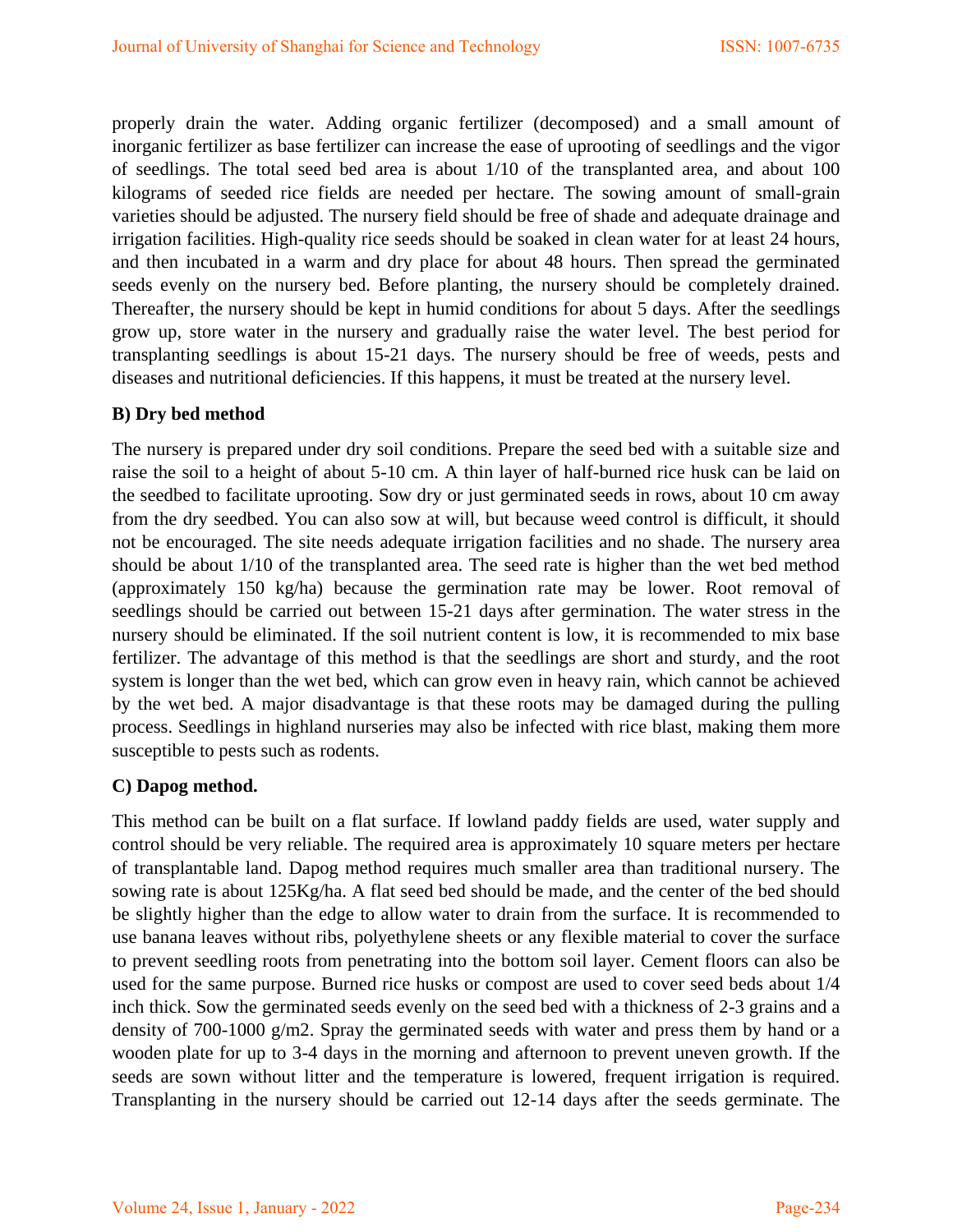properly drain the water. Adding organic fertilizer (decomposed) and a small amount of inorganic fertilizer as base fertilizer can increase the ease of uprooting of seedlings and the vigor of seedlings. The total seed bed area is about 1/10 of the transplanted area, and about 100 kilograms of seeded rice fields are needed per hectare. The sowing amount of small-grain varieties should be adjusted. The nursery field should be free of shade and adequate drainage and irrigation facilities. High-quality rice seeds should be soaked in clean water for at least 24 hours, and then incubated in a warm and dry place for about 48 hours. Then spread the germinated seeds evenly on the nursery bed. Before planting, the nursery should be completely drained. Thereafter, the nursery should be kept in humid conditions for about 5 days. After the seedlings grow up, store water in the nursery and gradually raise the water level. The best period for transplanting seedlings is about 15-21 days. The nursery should be free of weeds, pests and diseases and nutritional deficiencies. If this happens, it must be treated at the nursery level.

**B) Dry bed method**

The nursery is prepared under dry soil conditions. Prepare the seed bed with a suitable size and raise the soil to a height of about 5-10 cm. A thin layer of half-burned rice husk can be laid on the seedbed to facilitate uprooting. Sow dry or just germinated seeds in rows, about 10 cm away from the dry seedbed. You can also sow at will, but because weed control is difficult, it should not be encouraged. The site needs adequate irrigation facilities and no shade. The nursery area should be about 1/10 of the transplanted area. The seed rate is higher than the wet bed method (approximately 150 kg/ha) because the germination rate may be lower. Root removal of seedlings should be carried out between 15-21 days after germination. The water stress in the nursery should be eliminated. If the soil nutrient content is low, it is recommended to mix base fertilizer. The advantage of this method is that the seedlings are short and sturdy, and the root system is longer than the wet bed, which can grow even in heavy rain, which cannot be achieved by the wet bed. A major disadvantage is that these roots may be damaged during the pulling process. Seedlings in highland nurseries may also be infected with rice blast, making them more susceptible to pests such as rodents.

**C) Dapog method.**

This method can be built on a flat surface. If lowland paddy fields are used, water supply and control should be very reliable. The required area is approximately 10 square meters per hectare of transplantable land. Dapog method requires much smaller area than traditional nursery. The sowing rate is about 125Kg/ha. A flat seed bed should be made, and the center of the bed should be slightly higher than the edge to allow water to drain from the surface. It is recommended to use banana leaves without ribs, polyethylene sheets or any flexible material to cover the surface to prevent seedling roots from penetrating into the bottom soil layer. Cement floors can also be used for the same purpose. Burned rice husks or compost are used to cover seed beds about 1/4 inch thick. Sow the germinated seeds evenly on the seed bed with a thickness of 2-3 grains and a density of 700-1000 g/m2. Spray the germinated seeds with water and press them by hand or a wooden plate for up to 3-4 days in the morning and afternoon to prevent uneven growth. If the seeds are sown without litter and the temperature is lowered, frequent irrigation is required. Transplanting in the nursery should be carried out 12-14 days after the seeds germinate. The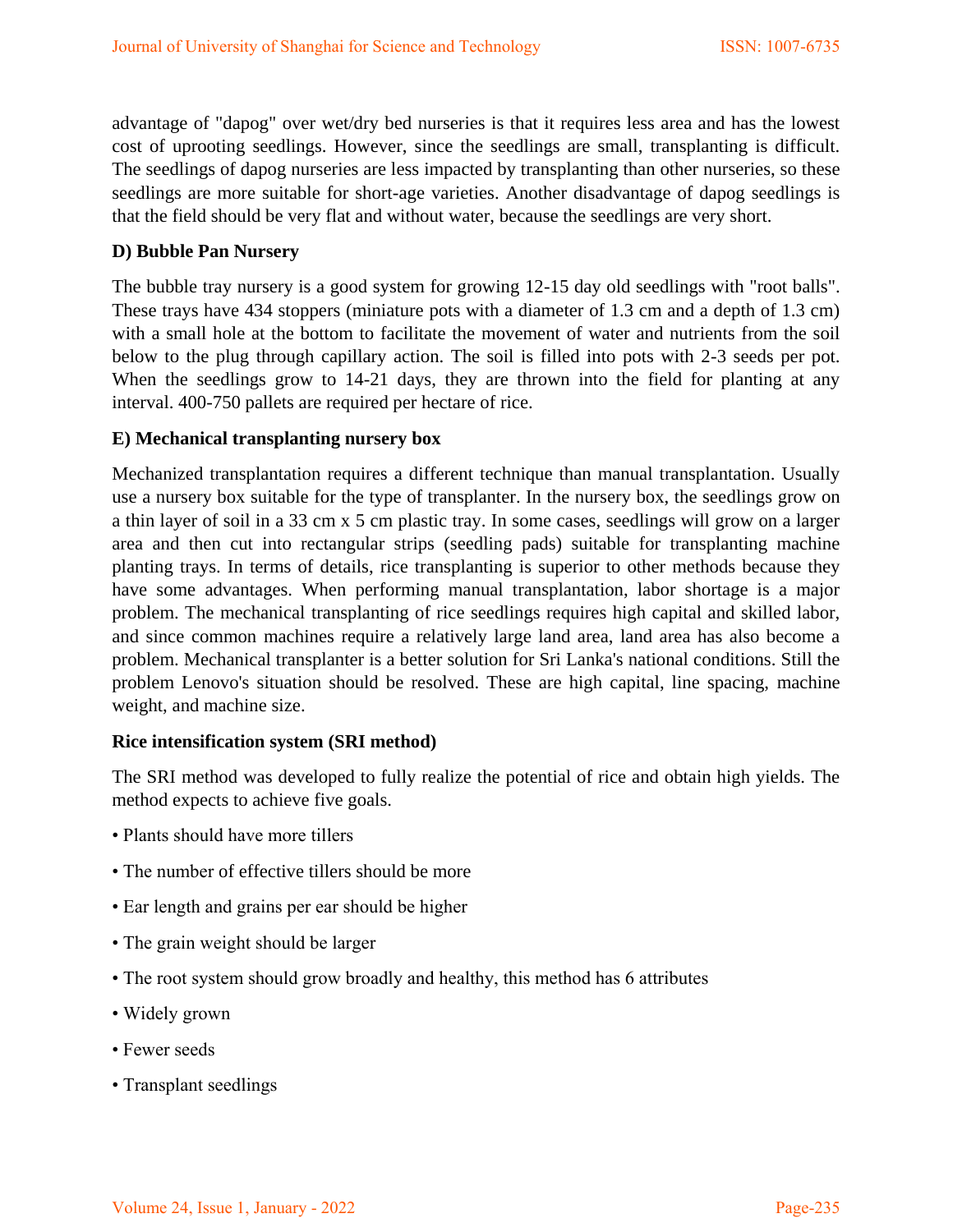advantage of "dapog" over wet/dry bed nurseries is that it requires less area and has the lowest cost of uprooting seedlings. However, since the seedlings are small, transplanting is difficult. The seedlings of dapog nurseries are less impacted by transplanting than other nurseries, so these seedlings are more suitable for short-age varieties. Another disadvantage of dapog seedlings is that the field should be very flat and without water, because the seedlings are very short.

**D) Bubble Pan Nursery**

The bubble tray nursery is a good system for growing 12-15 day old seedlings with "root balls". These trays have 434 stoppers (miniature pots with a diameter of 1.3 cm and a depth of 1.3 cm) with a small hole at the bottom to facilitate the movement of water and nutrients from the soil below to the plug through capillary action. The soil is filled into pots with 2-3 seeds per pot. When the seedlings grow to 14-21 days, they are thrown into the field for planting at any interval. 400-750 pallets are required per hectare of rice.

**E) Mechanical transplanting nursery box**

Mechanized transplantation requires a different technique than manual transplantation. Usually use a nursery box suitable for the type of transplanter. In the nursery box, the seedlings grow on a thin layer of soil in a 33 cm x 5 cm plastic tray. In some cases, seedlings will grow on a larger area and then cut into rectangular strips (seedling pads) suitable for transplanting machine planting trays. In terms of details, rice transplanting is superior to other methods because they have some advantages. When performing manual transplantation, labor shortage is a major problem. The mechanical transplanting of rice seedlings requires high capital and skilled labor, and since common machines require a relatively large land area, land area has also become a problem. Mechanical transplanter is a better solution for Sri Lanka's national conditions. Still the problem Lenovo's situation should be resolved. These are high capital, line spacing, machine weight, and machine size.

**Rice intensification system (SRI method)**

The SRI method was developed to fully realize the potential of rice and obtain high yields. The method expects to achieve five goals.

• Plants should have more tillers

• The number of effective tillers should be more

• Ear length and grains per ear should be higher

• The grain weight should be larger

• The root system should grow broadly and healthy, this method has 6 attributes

• Widely grown

• Fewer seeds

• Transplant seedlings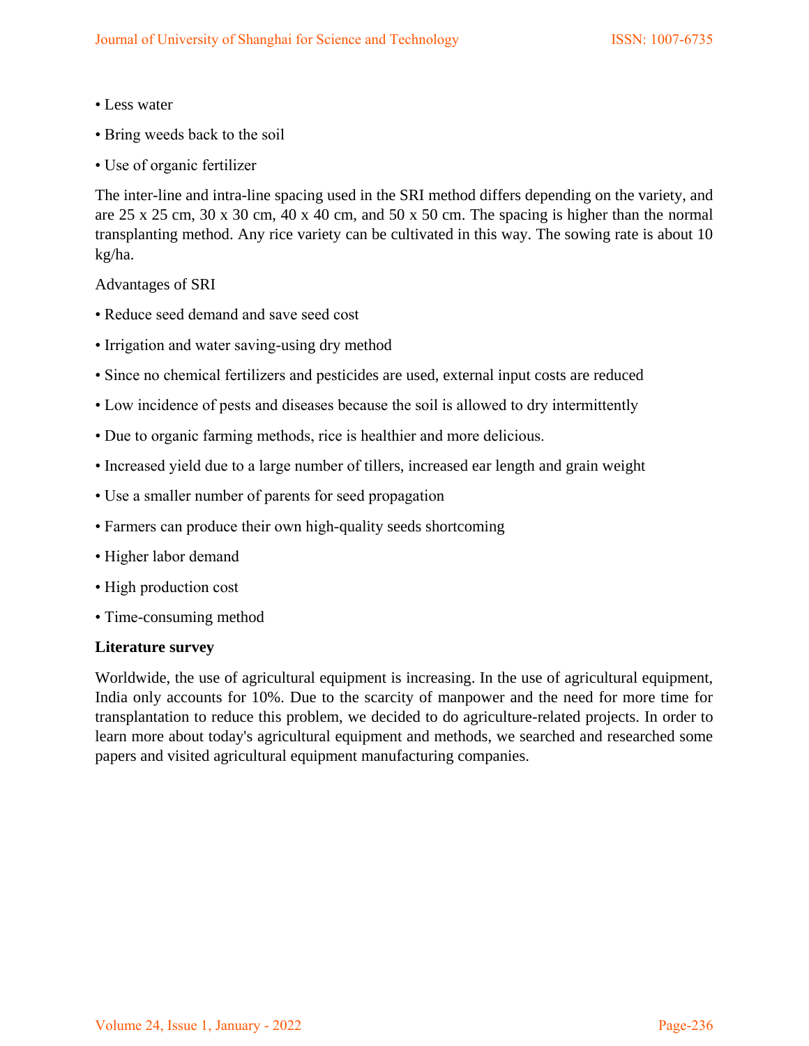• Less water

• Bring weeds back to the soil

• Use of organic fertilizer

The inter-line and intra-line spacing used in the SRI method differs depending on the variety, and are 25 x 25 cm, 30 x 30 cm, 40 x 40 cm, and 50 x 50 cm. The spacing is higher than the normal transplanting method. Any rice variety can be cultivated in this way. The sowing rate is about 10 kg/ha.

Advantages of SRI

• Reduce seed demand and save seed cost

• Irrigation and water saving-using dry method

• Since no chemical fertilizers and pesticides are used, external input costs are reduced

• Low incidence of pests and diseases because the soil is allowed to dry intermittently

• Due to organic farming methods, rice is healthier and more delicious.

• Increased yield due to a large number of tillers, increased ear length and grain weight

• Use a smaller number of parents for seed propagation

• Farmers can produce their own high-quality seeds shortcoming

• Higher labor demand

• High production cost

• Time-consuming method

**Literature survey**

Worldwide, the use of agricultural equipment is increasing. In the use of agricultural equipment, India only accounts for 10%. Due to the scarcity of manpower and the need for more time for transplantation to reduce this problem, we decided to do agriculture-related projects. In order to learn more about today's agricultural equipment and methods, we searched and researched some papers and visited agricultural equipment manufacturing companies.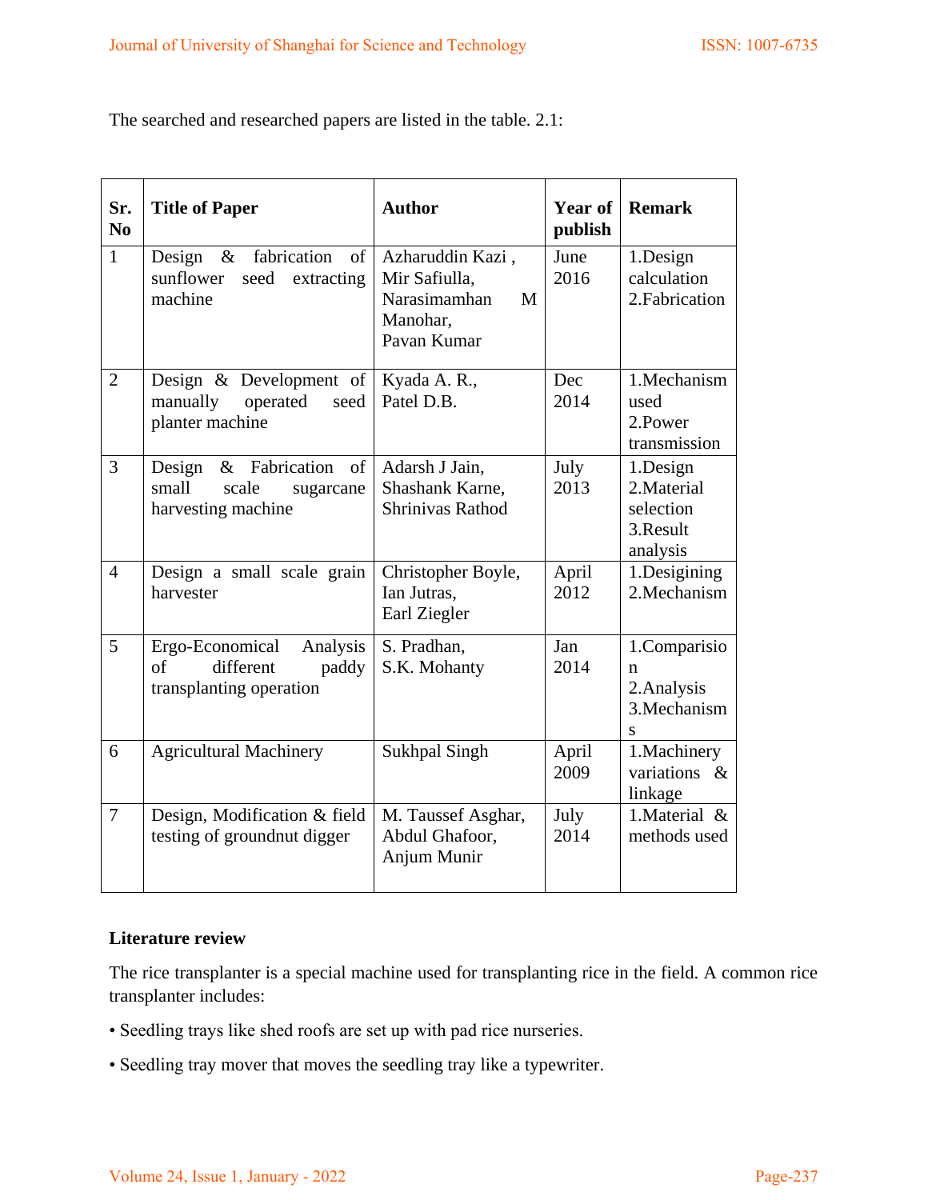The searched and researched papers are listed in the table. 2.1:

| Sr. No | Title of Paper | Author | Year of publish | Remark |
|---|---|---|---|---|
| 1 | Design & fabrication of sunflower seed extracting machine | Azharuddin Kazi , Mir Safiulla, Narasimamhan M Manohar, Pavan Kumar | June 2016 | 1.Design calculation 2.Fabrication |
| 2 | Design & Development of manually operated seed planter machine | Kyada A. R., Patel D.B. | Dec 2014 | 1.Mechanism used 2.Power transmission |
| 3 | Design & Fabrication of small scale sugarcane harvesting machine | Adarsh J Jain, Shashank Karne, Shrinivas Rathod | July 2013 | 1.Design 2.Material selection 3.Result analysis |
| 4 | Design a small scale grain harvester | Christopher Boyle, Ian Jutras, Earl Ziegler | April 2012 | 1.Desigining 2.Mechanism |
| 5 | Ergo-Economical Analysis of different paddy transplanting operation | S. Pradhan, S.K. Mohanty | Jan 2014 | 1.Comparision 2.Analysis 3.Mechanisms |
| 6 | Agricultural Machinery | Sukhpal Singh | April 2009 | 1.Machinery variations & linkage |
| 7 | Design, Modification & field testing of groundnut digger | M. Taussef Asghar, Abdul Ghafoor, Anjum Munir | July 2014 | 1.Material & methods used |

**Literature review**

The rice transplanter is a special machine used for transplanting rice in the field. A common rice transplanter includes:

• Seedling trays like shed roofs are set up with pad rice nurseries.

• Seedling tray mover that moves the seedling tray like a typewriter.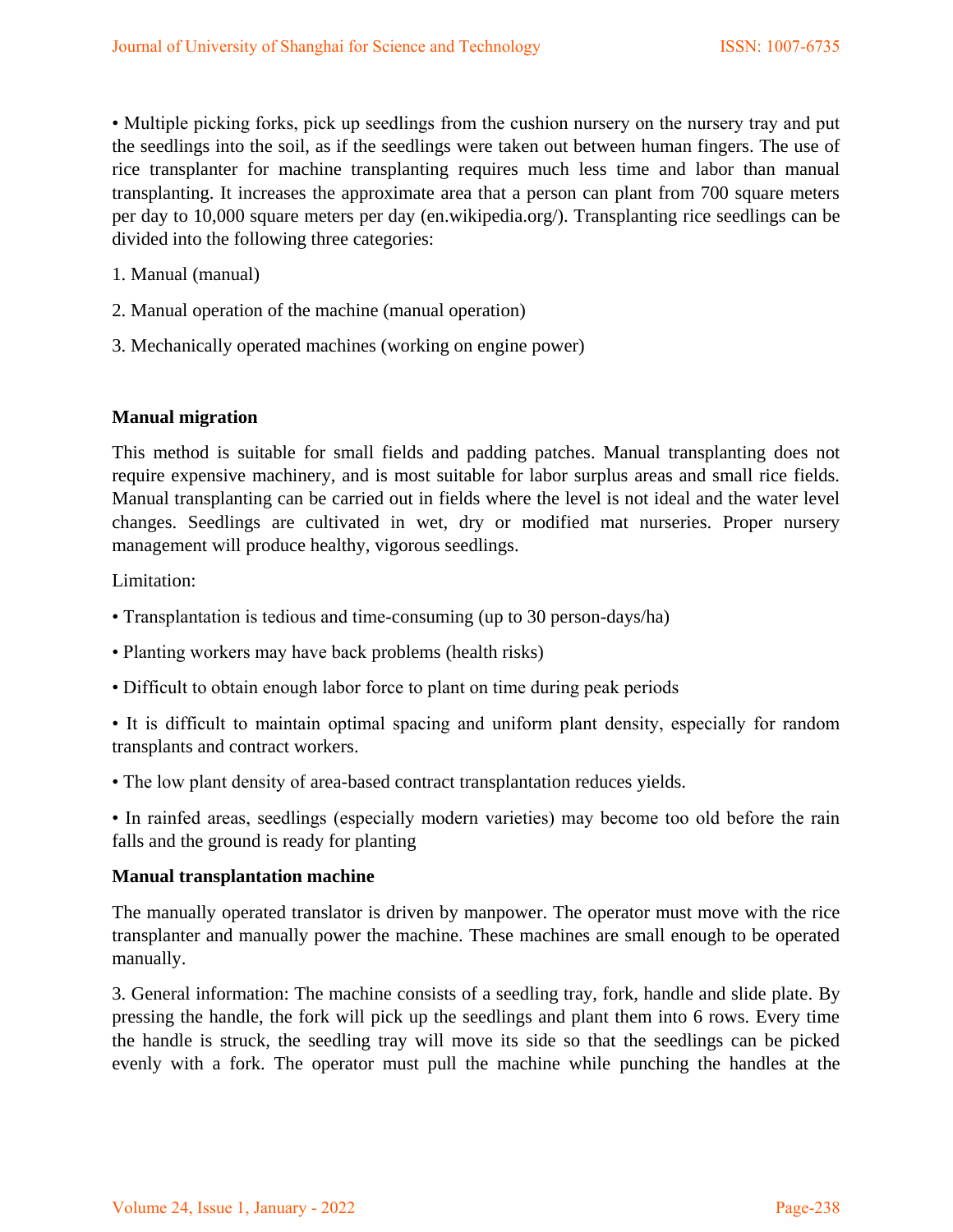• Multiple picking forks, pick up seedlings from the cushion nursery on the nursery tray and put the seedlings into the soil, as if the seedlings were taken out between human fingers. The use of rice transplanter for machine transplanting requires much less time and labor than manual transplanting. It increases the approximate area that a person can plant from 700 square meters per day to 10,000 square meters per day (en.wikipedia.org/). Transplanting rice seedlings can be divided into the following three categories:

1. Manual (manual)
2. Manual operation of the machine (manual operation)
3. Mechanically operated machines (working on engine power)

**Manual migration**

This method is suitable for small fields and padding patches. Manual transplanting does not require expensive machinery, and is most suitable for labor surplus areas and small rice fields. Manual transplanting can be carried out in fields where the level is not ideal and the water level changes. Seedlings are cultivated in wet, dry or modified mat nurseries. Proper nursery management will produce healthy, vigorous seedlings.

Limitation:

• Transplantation is tedious and time-consuming (up to 30 person-days/ha)

• Planting workers may have back problems (health risks)

• Difficult to obtain enough labor force to plant on time during peak periods

• It is difficult to maintain optimal spacing and uniform plant density, especially for random transplants and contract workers.

• The low plant density of area-based contract transplantation reduces yields.

• In rainfed areas, seedlings (especially modern varieties) may become too old before the rain falls and the ground is ready for planting

**Manual transplantation machine**

The manually operated translator is driven by manpower. The operator must move with the rice transplanter and manually power the machine. These machines are small enough to be operated manually.

3. General information: The machine consists of a seedling tray, fork, handle and slide plate. By pressing the handle, the fork will pick up the seedlings and plant them into 6 rows. Every time the handle is struck, the seedling tray will move its side so that the seedlings can be picked evenly with a fork. The operator must pull the machine while punching the handles at the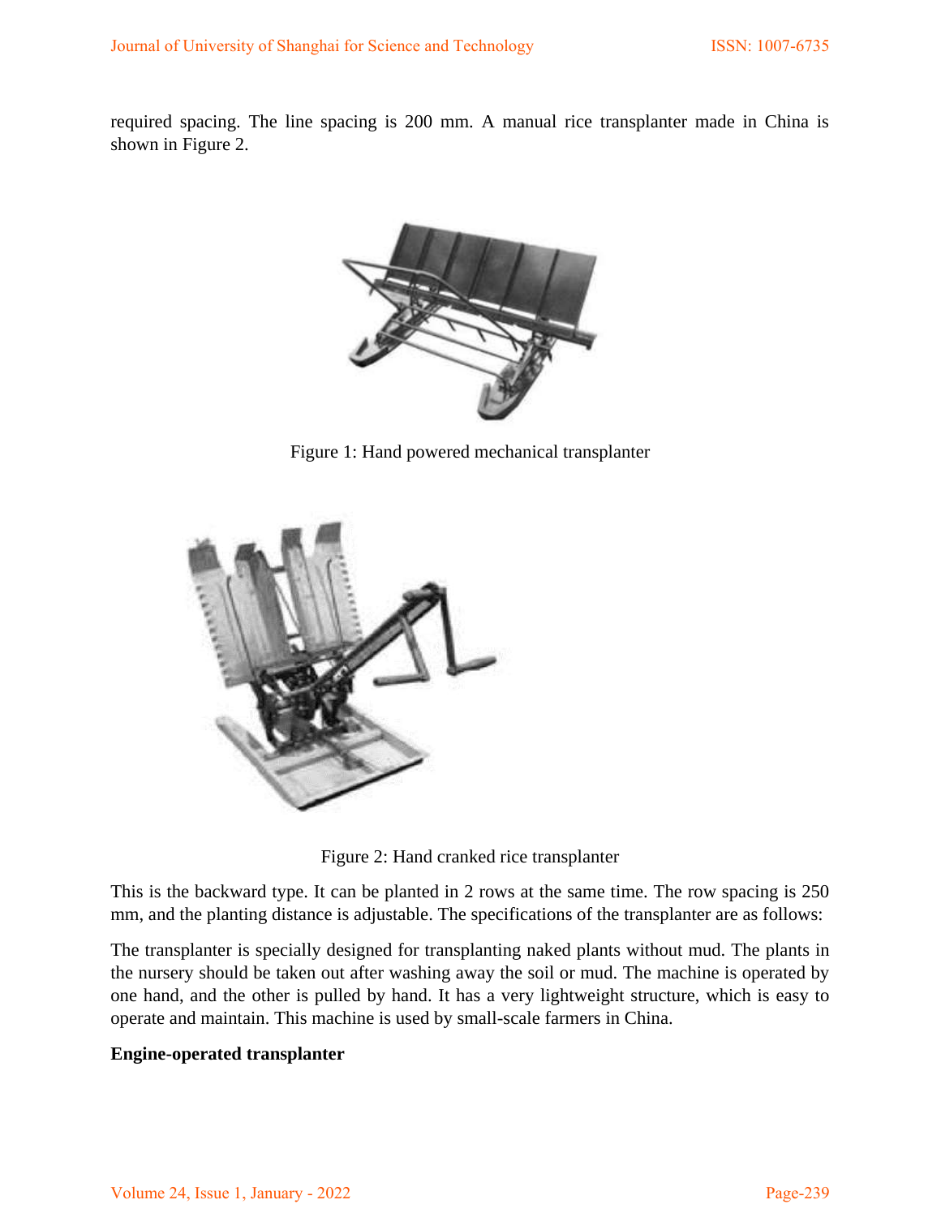required spacing. The line spacing is 200 mm. A manual rice transplanter made in China is shown in Figure 2.

Figure 1: Hand powered mechanical transplanter

Figure 2: Hand cranked rice transplanter

This is the backward type. It can be planted in 2 rows at the same time. The row spacing is 250 mm, and the planting distance is adjustable. The specifications of the transplanter are as follows:

The transplanter is specially designed for transplanting naked plants without mud. The plants in the nursery should be taken out after washing away the soil or mud. The machine is operated by one hand, and the other is pulled by hand. It has a very lightweight structure, which is easy to operate and maintain. This machine is used by small-scale farmers in China.

**Engine-operated transplanter**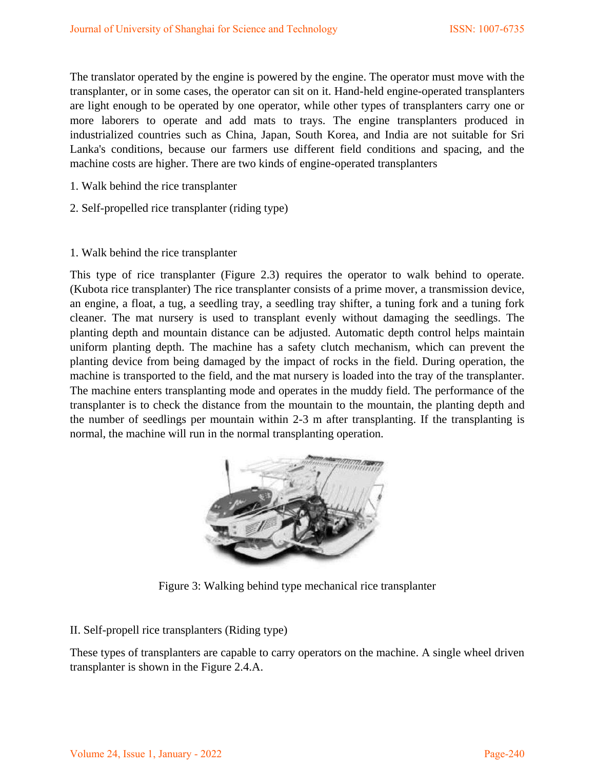The translator operated by the engine is powered by the engine. The operator must move with the transplanter, or in some cases, the operator can sit on it. Hand-held engine-operated transplanters are light enough to be operated by one operator, while other types of transplanters carry one or more laborers to operate and add mats to trays. The engine transplanters produced in industrialized countries such as China, Japan, South Korea, and India are not suitable for Sri Lanka's conditions, because our farmers use different field conditions and spacing, and the machine costs are higher. There are two kinds of engine-operated transplanters

1. Walk behind the rice transplanter
2. Self-propelled rice transplanter (riding type)

1. Walk behind the rice transplanter

This type of rice transplanter (Figure 2.3) requires the operator to walk behind to operate. (Kubota rice transplanter) The rice transplanter consists of a prime mover, a transmission device, an engine, a float, a tug, a seedling tray, a seedling tray shifter, a tuning fork and a tuning fork cleaner. The mat nursery is used to transplant evenly without damaging the seedlings. The planting depth and mountain distance can be adjusted. Automatic depth control helps maintain uniform planting depth. The machine has a safety clutch mechanism, which can prevent the planting device from being damaged by the impact of rocks in the field. During operation, the machine is transported to the field, and the mat nursery is loaded into the tray of the transplanter. The machine enters transplanting mode and operates in the muddy field. The performance of the transplanter is to check the distance from the mountain to the mountain, the planting depth and the number of seedlings per mountain within 2-3 m after transplanting. If the transplanting is normal, the machine will run in the normal transplanting operation.

Figure 3: Walking behind type mechanical rice transplanter

II. Self-propell rice transplanters (Riding type)

These types of transplanters are capable to carry operators on the machine. A single wheel driven transplanter is shown in the Figure 2.4.A.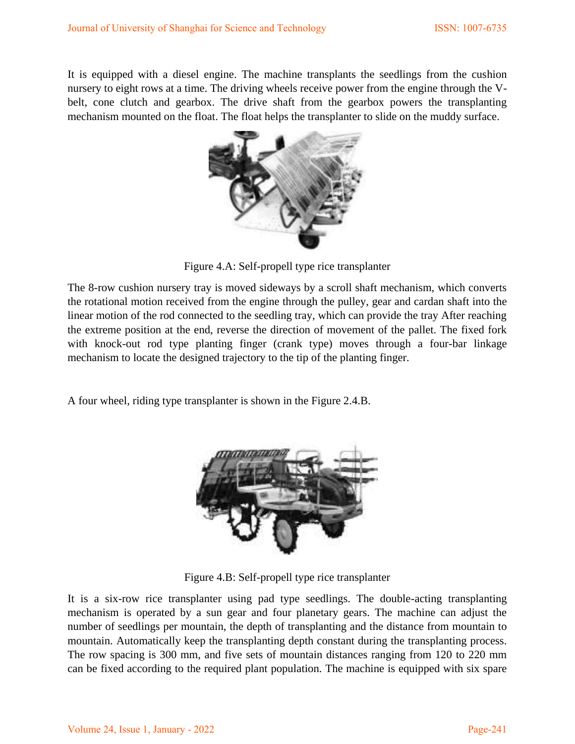It is equipped with a diesel engine. The machine transplants the seedlings from the cushion nursery to eight rows at a time. The driving wheels receive power from the engine through the V-belt, cone clutch and gearbox. The drive shaft from the gearbox powers the transplanting mechanism mounted on the float. The float helps the transplanter to slide on the muddy surface.

Figure 4.A: Self-propell type rice transplanter

The 8-row cushion nursery tray is moved sideways by a scroll shaft mechanism, which converts the rotational motion received from the engine through the pulley, gear and cardan shaft into the linear motion of the rod connected to the seedling tray, which can provide the tray After reaching the extreme position at the end, reverse the direction of movement of the pallet. The fixed fork with knock-out rod type planting finger (crank type) moves through a four-bar linkage mechanism to locate the designed trajectory to the tip of the planting finger.

A four wheel, riding type transplanter is shown in the Figure 2.4.B.

Figure 4.B: Self-propell type rice transplanter

It is a six-row rice transplanter using pad type seedlings. The double-acting transplanting mechanism is operated by a sun gear and four planetary gears. The machine can adjust the number of seedlings per mountain, the depth of transplanting and the distance from mountain to mountain. Automatically keep the transplanting depth constant during the transplanting process. The row spacing is 300 mm, and five sets of mountain distances ranging from 120 to 220 mm can be fixed according to the required plant population. The machine is equipped with six spare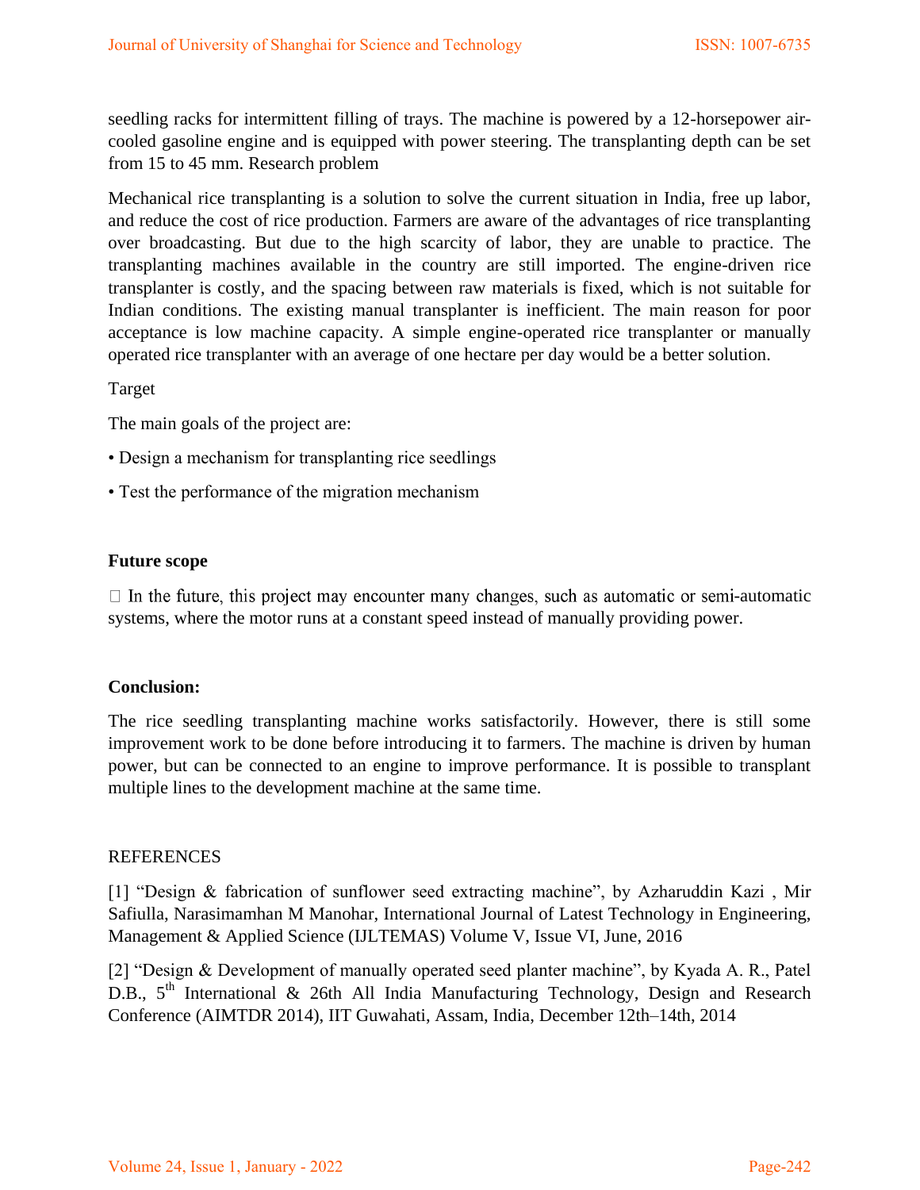seedling racks for intermittent filling of trays. The machine is powered by a 12-horsepower air-cooled gasoline engine and is equipped with power steering. The transplanting depth can be set from 15 to 45 mm. Research problem

Mechanical rice transplanting is a solution to solve the current situation in India, free up labor, and reduce the cost of rice production. Farmers are aware of the advantages of rice transplanting over broadcasting. But due to the high scarcity of labor, they are unable to practice. The transplanting machines available in the country are still imported. The engine-driven rice transplanter is costly, and the spacing between raw materials is fixed, which is not suitable for Indian conditions. The existing manual transplanter is inefficient. The main reason for poor acceptance is low machine capacity. A simple engine-operated rice transplanter or manually operated rice transplanter with an average of one hectare per day would be a better solution.

Target

The main goals of the project are:

- Design a mechanism for transplanting rice seedlings
- Test the performance of the migration mechanism

## Future scope

- In the future, this project may encounter many changes, such as automatic or semi-automatic systems, where the motor runs at a constant speed instead of manually providing power.

## Conclusion:

The rice seedling transplanting machine works satisfactorily. However, there is still some improvement work to be done before introducing it to farmers. The machine is driven by human power, but can be connected to an engine to improve performance. It is possible to transplant multiple lines to the development machine at the same time.

## REFERENCES

[1] "Design & fabrication of sunflower seed extracting machine", by Azharuddin Kazi , Mir Safiulla, Narasimamhan M Manohar, International Journal of Latest Technology in Engineering, Management & Applied Science (IJLTEMAS) Volume V, Issue VI, June, 2016

[2] "Design & Development of manually operated seed planter machine", by Kyada A. R., Patel D.B., 5th International & 26th All India Manufacturing Technology, Design and Research Conference (AIMTDR 2014), IIT Guwahati, Assam, India, December 12th–14th, 2014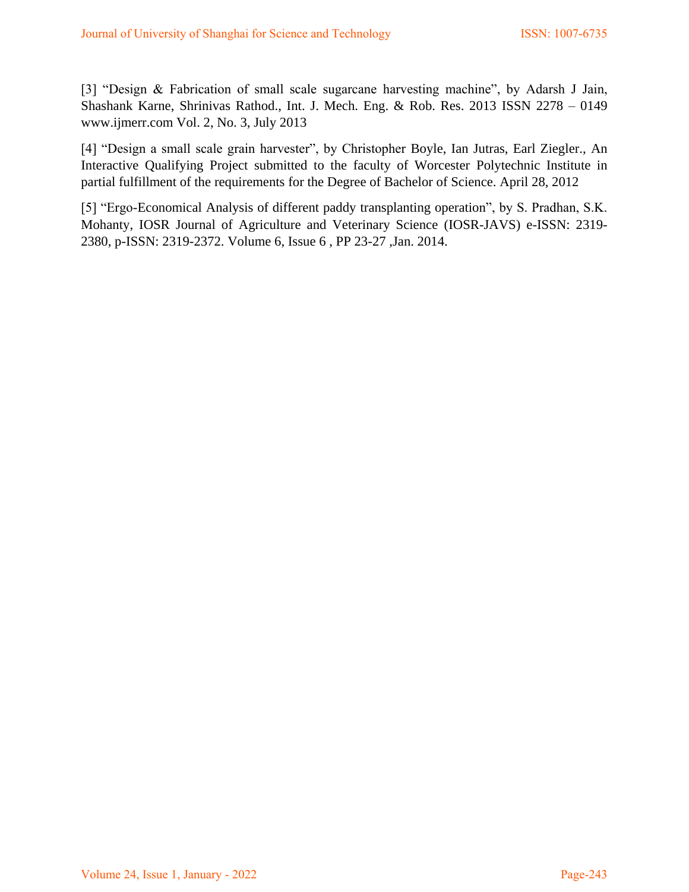[3] “Design & Fabrication of small scale sugarcane harvesting machine”, by Adarsh J Jain, Shashank Karne, Shrinivas Rathod., Int. J. Mech. Eng. & Rob. Res. 2013 ISSN 2278 – 0149 www.ijmerr.com Vol. 2, No. 3, July 2013

[4] “Design a small scale grain harvester”, by Christopher Boyle, Ian Jutras, Earl Ziegler., An Interactive Qualifying Project submitted to the faculty of Worcester Polytechnic Institute in partial fulfillment of the requirements for the Degree of Bachelor of Science. April 28, 2012

[5] “Ergo-Economical Analysis of different paddy transplanting operation”, by S. Pradhan, S.K. Mohanty, IOSR Journal of Agriculture and Veterinary Science (IOSR-JAVS) e-ISSN: 2319-2380, p-ISSN: 2319-2372. Volume 6, Issue 6 , PP 23-27 ,Jan. 2014.